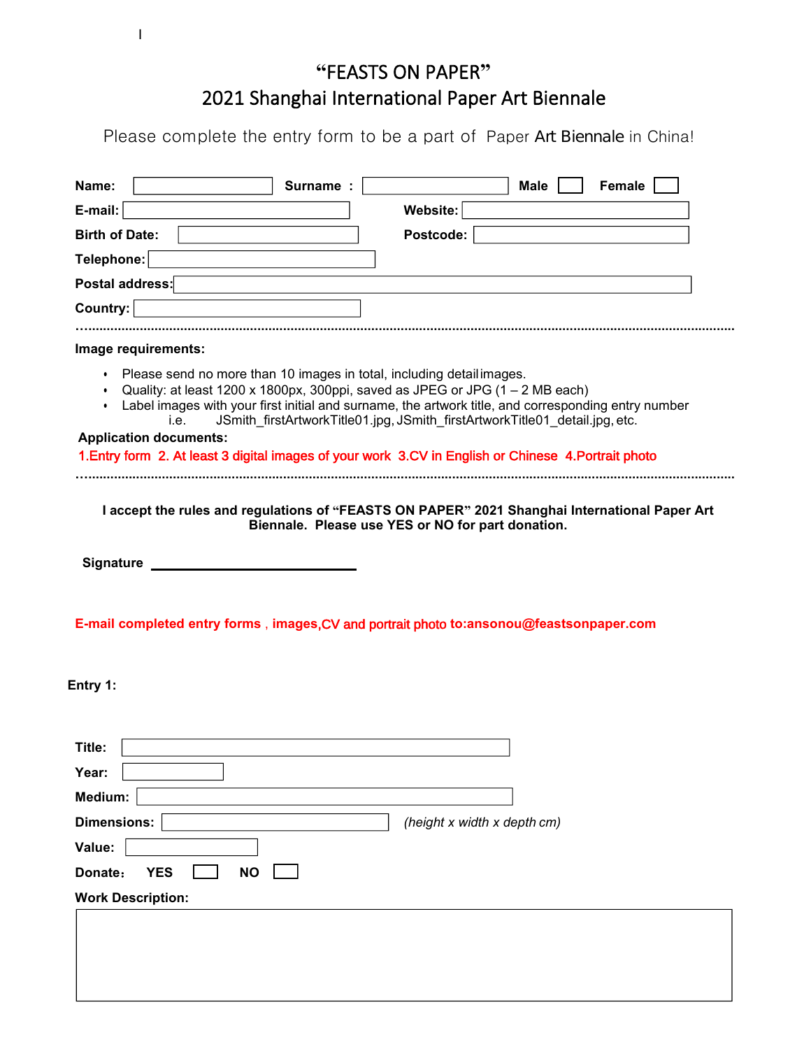# "FEASTS ON PAPER"
## 2021 Shanghai International Paper Art Biennale

Please complete the entry form to be a part of Paper Art Biennale in China!

**Name:** ______ **Surname :** ______ **Male** ☐ **Female** ☐

**E-mail:** ______ **Website:** ______

**Birth of Date:** ______ **Postcode:** ______

**Telephone:** ______

**Postal address:** ______

**Country:** ______

---

**Image requirements:**

- Please send no more than 10 images in total, including detail images.
- Quality: at least 1200 x 1800px, 300ppi, saved as JPEG or JPG (1 – 2 MB each)
- Label images with your first initial and surname, the artwork title, and corresponding entry number i.e. JSmith_firstArtworkTitle01.jpg, JSmith_firstArtworkTitle01_detail.jpg, etc.

**Application documents:**

1.Entry form 2. At least 3 digital images of your work 3.CV in English or Chinese 4.Portrait photo

---

**I accept the rules and regulations of "FEASTS ON PAPER" 2021 Shanghai International Paper Art Biennale. Please use YES or NO for part donation.**

**Signature** ______________________

**E-mail completed entry forms , images,CV and portrait photo to:ansonou@feastsonpaper.com**

**Entry 1:**

**Title:** ______

**Year:** ______

**Medium:** ______

**Dimensions:** ______ *(height x width x depth cm)*

**Value:** ______

**Donate: YES** ☐ **NO** ☐

**Work Description:**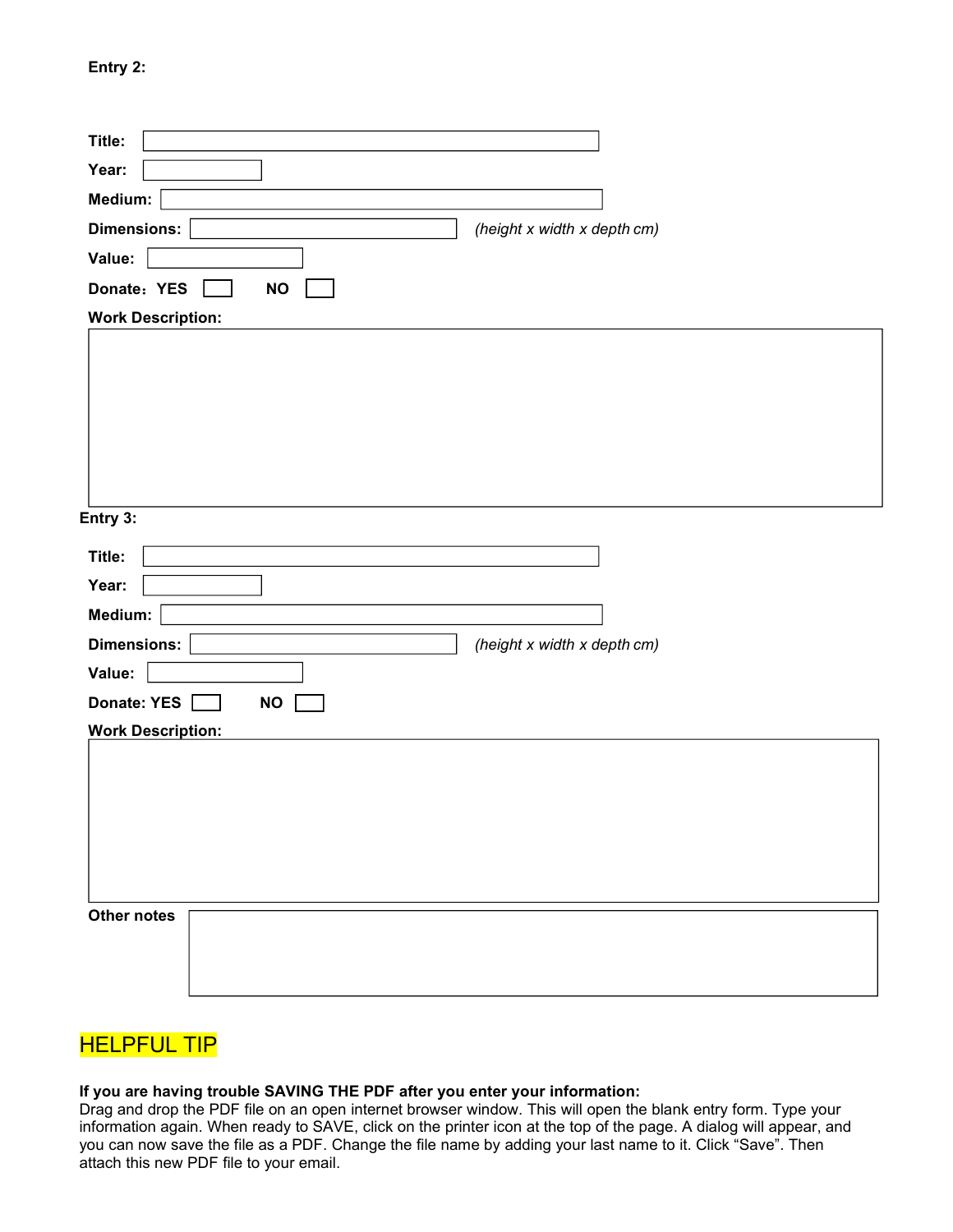**Entry 2:**

**Title:**

**Year:**

**Medium:**

**Dimensions:** *(height x width x depth cm)*

**Value:**

**Donate：YES** ☐ **NO** ☐

**Work Description:**

**Entry 3:**

**Title:**

**Year:**

**Medium:**

**Dimensions:** *(height x width x depth cm)*

**Value:**

**Donate: YES** ☐ **NO** ☐

**Work Description:**

**Other notes**

## HELPFUL TIP

**If you are having trouble SAVING THE PDF after you enter your information:**
Drag and drop the PDF file on an open internet browser window. This will open the blank entry form. Type your information again. When ready to SAVE, click on the printer icon at the top of the page. A dialog will appear, and you can now save the file as a PDF. Change the file name by adding your last name to it. Click "Save". Then attach this new PDF file to your email.